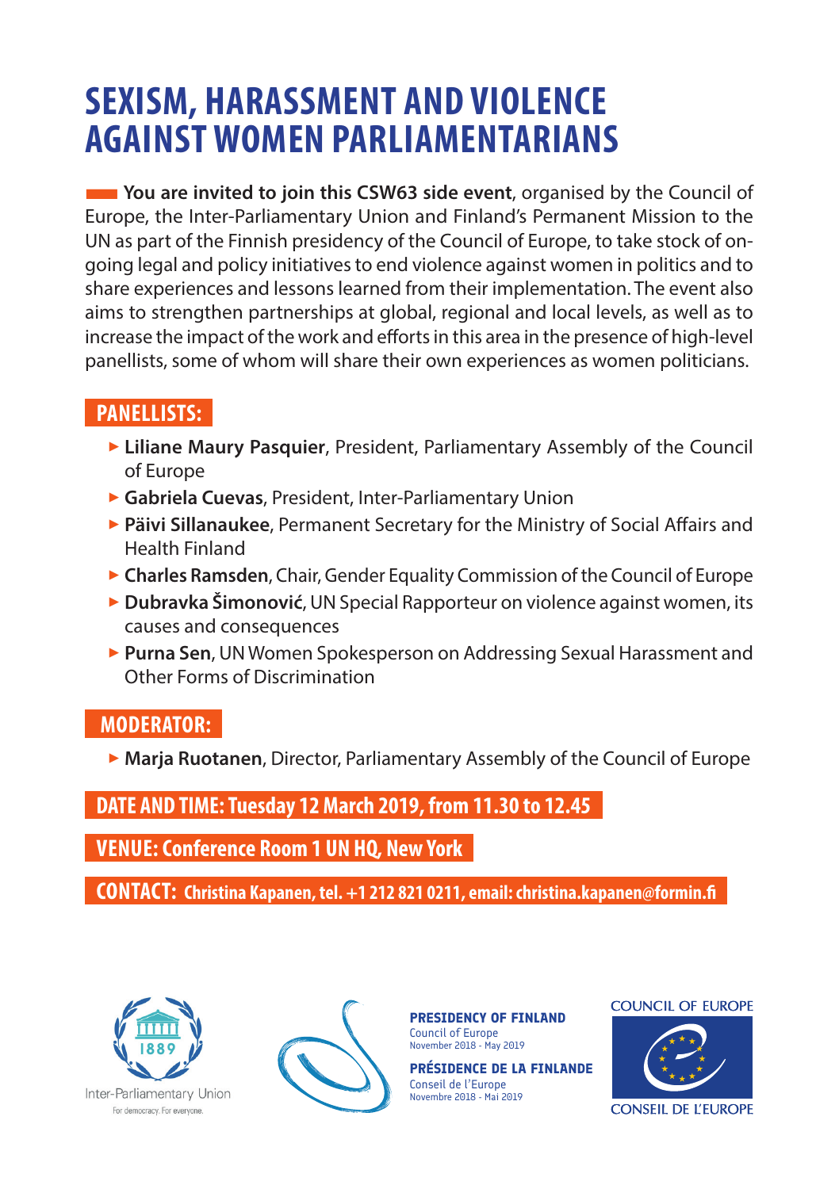# SEXISM, HARASSMENT AND VIOLENCE AGAINST WOMEN PARLIAMENTARIANS

**You are invited to join this CSW63 side event**, organised by the Council of Europe, the Inter-Parliamentary Union and Finland's Permanent Mission to the UN as part of the Finnish presidency of the Council of Europe, to take stock of on-going legal and policy initiatives to end violence against women in politics and to share experiences and lessons learned from their implementation. The event also aims to strengthen partnerships at global, regional and local levels, as well as to increase the impact of the work and efforts in this area in the presence of high-level panellists, some of whom will share their own experiences as women politicians.

## PANELLISTS:

- **Liliane Maury Pasquier**, President, Parliamentary Assembly of the Council of Europe
- **Gabriela Cuevas**, President, Inter-Parliamentary Union
- **Päivi Sillanaukee**, Permanent Secretary for the Ministry of Social Affairs and Health Finland
- **Charles Ramsden**, Chair, Gender Equality Commission of the Council of Europe
- **Dubravka Šimonović**, UN Special Rapporteur on violence against women, its causes and consequences
- **Purna Sen**, UN Women Spokesperson on Addressing Sexual Harassment and Other Forms of Discrimination

## MODERATOR:

- **Marja Ruotanen**, Director, Parliamentary Assembly of the Council of Europe

**DATE AND TIME: Tuesday 12 March 2019, from 11.30 to 12.45**

**VENUE: Conference Room 1 UN HQ, New York**

**CONTACT: Christina Kapanen, tel. +1 212 821 0211, email: christina.kapanen@formin.fi**

Inter-Parliamentary Union
For democracy. For everyone.

**PRESIDENCY OF FINLAND**
Council of Europe
November 2018 - May 2019

**PRÉSIDENCE DE LA FINLANDE**
Conseil de l'Europe
Novembre 2018 - Mai 2019

COUNCIL OF EUROPE
CONSEIL DE L'EUROPE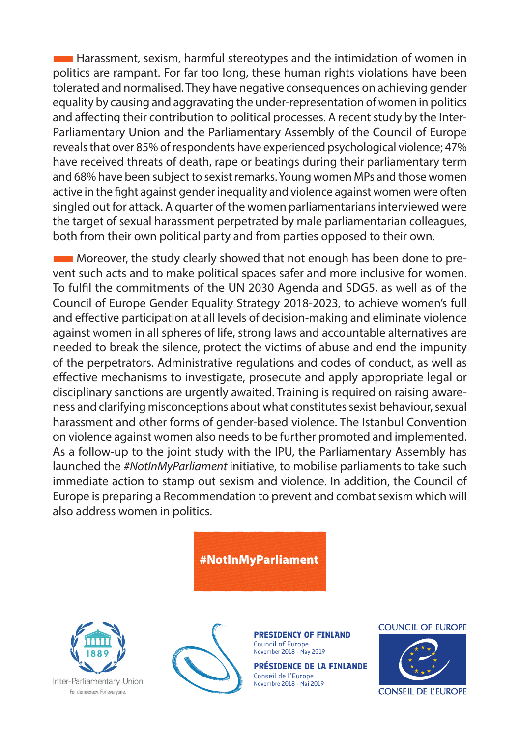Harassment, sexism, harmful stereotypes and the intimidation of women in politics are rampant. For far too long, these human rights violations have been tolerated and normalised. They have negative consequences on achieving gender equality by causing and aggravating the under-representation of women in politics and affecting their contribution to political processes. A recent study by the Inter-Parliamentary Union and the Parliamentary Assembly of the Council of Europe reveals that over 85% of respondents have experienced psychological violence; 47% have received threats of death, rape or beatings during their parliamentary term and 68% have been subject to sexist remarks. Young women MPs and those women active in the fight against gender inequality and violence against women were often singled out for attack. A quarter of the women parliamentarians interviewed were the target of sexual harassment perpetrated by male parliamentarian colleagues, both from their own political party and from parties opposed to their own.

Moreover, the study clearly showed that not enough has been done to prevent such acts and to make political spaces safer and more inclusive for women. To fulfil the commitments of the UN 2030 Agenda and SDG5, as well as of the Council of Europe Gender Equality Strategy 2018-2023, to achieve women's full and effective participation at all levels of decision-making and eliminate violence against women in all spheres of life, strong laws and accountable alternatives are needed to break the silence, protect the victims of abuse and end the impunity of the perpetrators. Administrative regulations and codes of conduct, as well as effective mechanisms to investigate, prosecute and apply appropriate legal or disciplinary sanctions are urgently awaited. Training is required on raising awareness and clarifying misconceptions about what constitutes sexist behaviour, sexual harassment and other forms of gender-based violence. The Istanbul Convention on violence against women also needs to be further promoted and implemented. As a follow-up to the joint study with the IPU, the Parliamentary Assembly has launched the *#NotInMyParliament* initiative, to mobilise parliaments to take such immediate action to stamp out sexism and violence. In addition, the Council of Europe is preparing a Recommendation to prevent and combat sexism which will also address women in politics.

**#NotInMyParliament**

1889
Inter-Parliamentary Union
For democracy. For everyone.

**PRESIDENCY OF FINLAND**
Council of Europe
November 2018 - May 2019

**PRÉSIDENCE DE LA FINLANDE**
Conseil de l'Europe
Novembre 2018 - Mai 2019

COUNCIL OF EUROPE
CONSEIL DE L'EUROPE